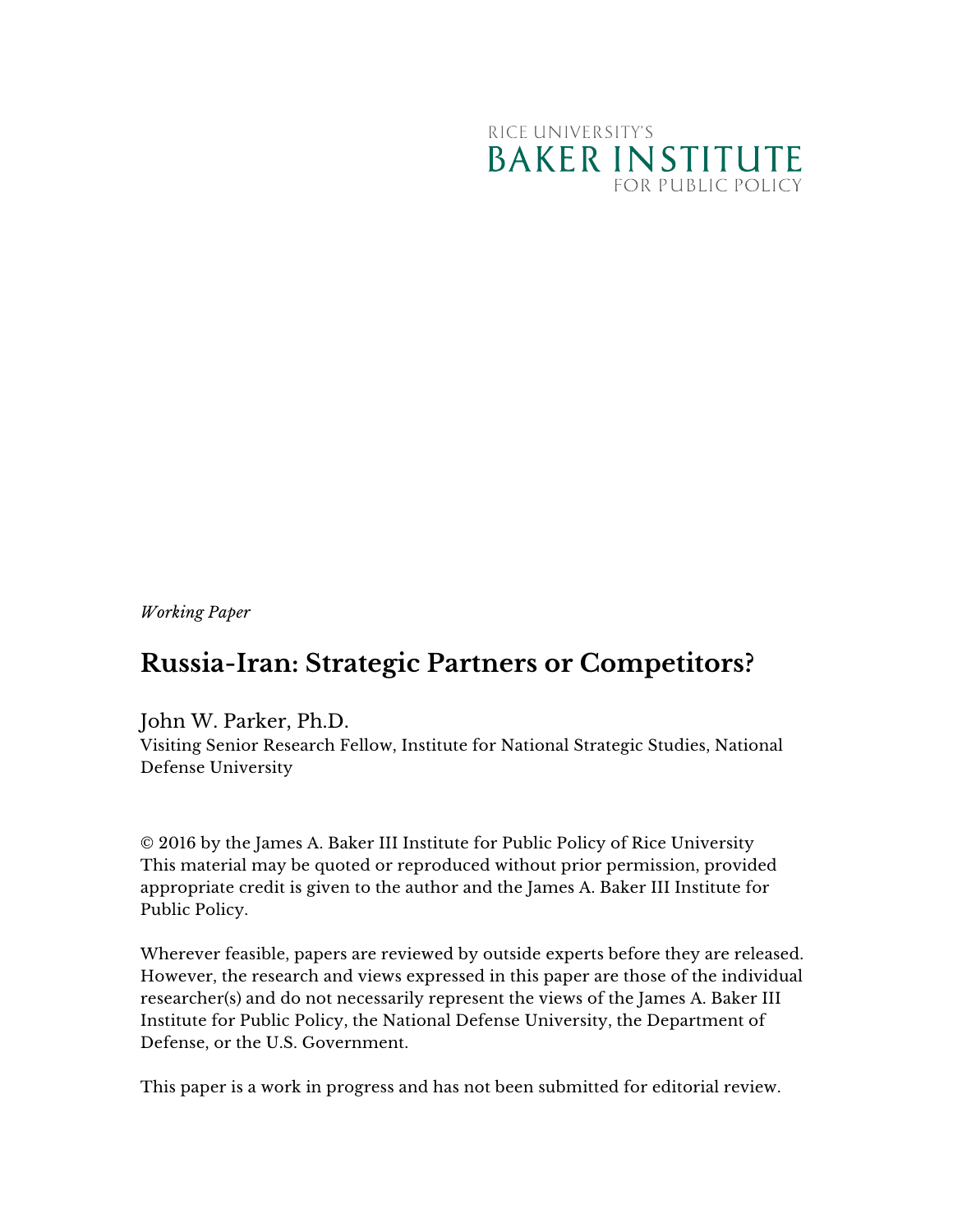RICE UNIVERSITY'S
BAKER INSTITUTE
FOR PUBLIC POLICY

*Working Paper*

# Russia-Iran: Strategic Partners or Competitors?

John W. Parker, Ph.D.
Visiting Senior Research Fellow, Institute for National Strategic Studies, National Defense University

© 2016 by the James A. Baker III Institute for Public Policy of Rice University
This material may be quoted or reproduced without prior permission, provided appropriate credit is given to the author and the James A. Baker III Institute for Public Policy.

Wherever feasible, papers are reviewed by outside experts before they are released. However, the research and views expressed in this paper are those of the individual researcher(s) and do not necessarily represent the views of the James A. Baker III Institute for Public Policy, the National Defense University, the Department of Defense, or the U.S. Government.

This paper is a work in progress and has not been submitted for editorial review.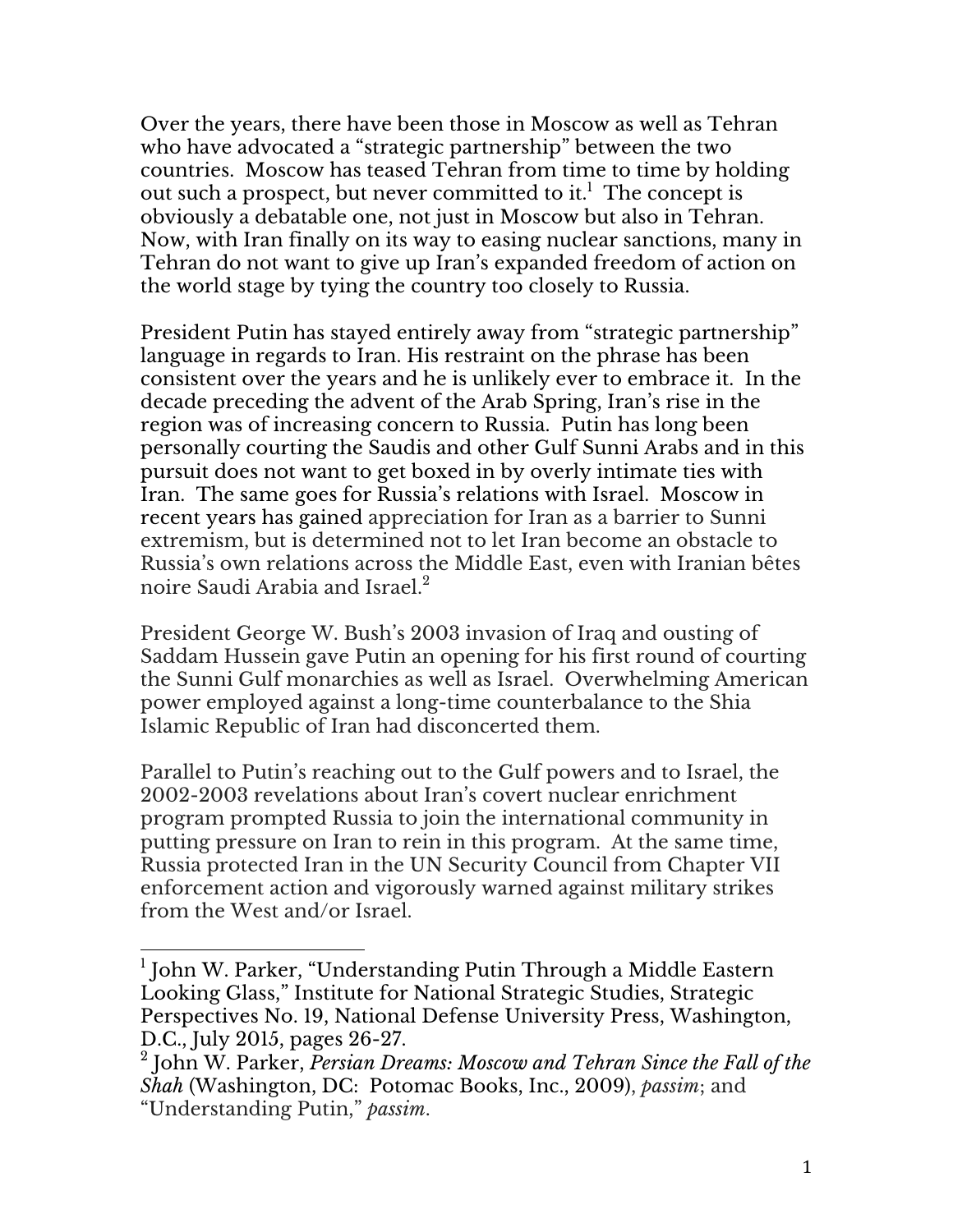Over the years, there have been those in Moscow as well as Tehran who have advocated a "strategic partnership" between the two countries. Moscow has teased Tehran from time to time by holding out such a prospect, but never committed to it.[1] The concept is obviously a debatable one, not just in Moscow but also in Tehran. Now, with Iran finally on its way to easing nuclear sanctions, many in Tehran do not want to give up Iran's expanded freedom of action on the world stage by tying the country too closely to Russia.

President Putin has stayed entirely away from "strategic partnership" language in regards to Iran. His restraint on the phrase has been consistent over the years and he is unlikely ever to embrace it. In the decade preceding the advent of the Arab Spring, Iran's rise in the region was of increasing concern to Russia. Putin has long been personally courting the Saudis and other Gulf Sunni Arabs and in this pursuit does not want to get boxed in by overly intimate ties with Iran. The same goes for Russia's relations with Israel. Moscow in recent years has gained appreciation for Iran as a barrier to Sunni extremism, but is determined not to let Iran become an obstacle to Russia's own relations across the Middle East, even with Iranian bêtes noire Saudi Arabia and Israel.[2]

President George W. Bush's 2003 invasion of Iraq and ousting of Saddam Hussein gave Putin an opening for his first round of courting the Sunni Gulf monarchies as well as Israel. Overwhelming American power employed against a long-time counterbalance to the Shia Islamic Republic of Iran had disconcerted them.

Parallel to Putin's reaching out to the Gulf powers and to Israel, the 2002-2003 revelations about Iran's covert nuclear enrichment program prompted Russia to join the international community in putting pressure on Iran to rein in this program. At the same time, Russia protected Iran in the UN Security Council from Chapter VII enforcement action and vigorously warned against military strikes from the West and/or Israel.

---

[1] John W. Parker, "Understanding Putin Through a Middle Eastern Looking Glass," Institute for National Strategic Studies, Strategic Perspectives No. 19, National Defense University Press, Washington, D.C., July 2015, pages 26-27.

[2] John W. Parker, *Persian Dreams: Moscow and Tehran Since the Fall of the Shah* (Washington, DC: Potomac Books, Inc., 2009), *passim*; and "Understanding Putin," *passim*.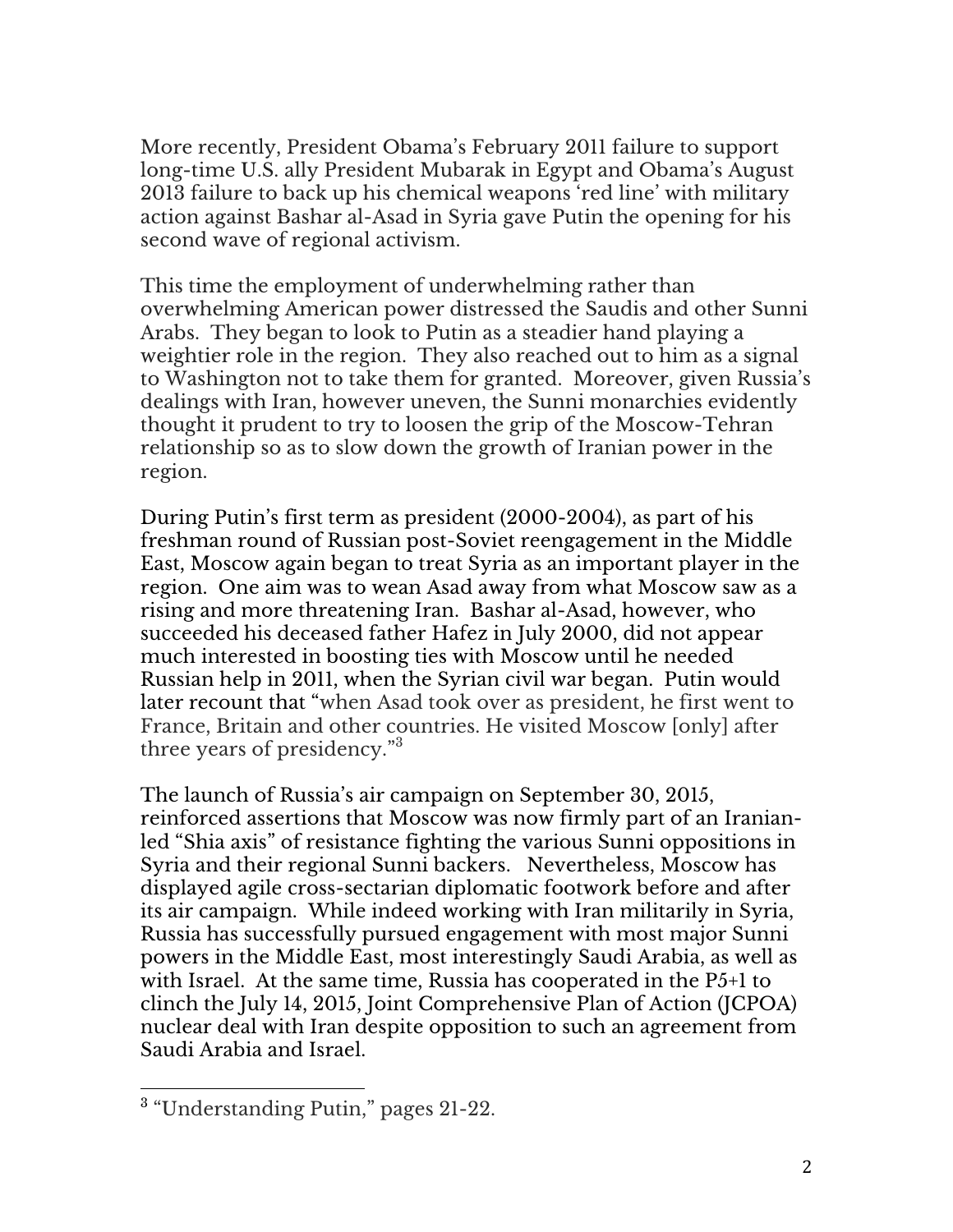More recently, President Obama's February 2011 failure to support long-time U.S. ally President Mubarak in Egypt and Obama's August 2013 failure to back up his chemical weapons 'red line' with military action against Bashar al-Asad in Syria gave Putin the opening for his second wave of regional activism.

This time the employment of underwhelming rather than overwhelming American power distressed the Saudis and other Sunni Arabs. They began to look to Putin as a steadier hand playing a weightier role in the region. They also reached out to him as a signal to Washington not to take them for granted. Moreover, given Russia's dealings with Iran, however uneven, the Sunni monarchies evidently thought it prudent to try to loosen the grip of the Moscow-Tehran relationship so as to slow down the growth of Iranian power in the region.

During Putin's first term as president (2000-2004), as part of his freshman round of Russian post-Soviet reengagement in the Middle East, Moscow again began to treat Syria as an important player in the region. One aim was to wean Asad away from what Moscow saw as a rising and more threatening Iran. Bashar al-Asad, however, who succeeded his deceased father Hafez in July 2000, did not appear much interested in boosting ties with Moscow until he needed Russian help in 2011, when the Syrian civil war began. Putin would later recount that "when Asad took over as president, he first went to France, Britain and other countries. He visited Moscow [only] after three years of presidency."[3]

The launch of Russia's air campaign on September 30, 2015, reinforced assertions that Moscow was now firmly part of an Iranian-led "Shia axis" of resistance fighting the various Sunni oppositions in Syria and their regional Sunni backers. Nevertheless, Moscow has displayed agile cross-sectarian diplomatic footwork before and after its air campaign. While indeed working with Iran militarily in Syria, Russia has successfully pursued engagement with most major Sunni powers in the Middle East, most interestingly Saudi Arabia, as well as with Israel. At the same time, Russia has cooperated in the P5+1 to clinch the July 14, 2015, Joint Comprehensive Plan of Action (JCPOA) nuclear deal with Iran despite opposition to such an agreement from Saudi Arabia and Israel.

---

[3] "Understanding Putin," pages 21-22.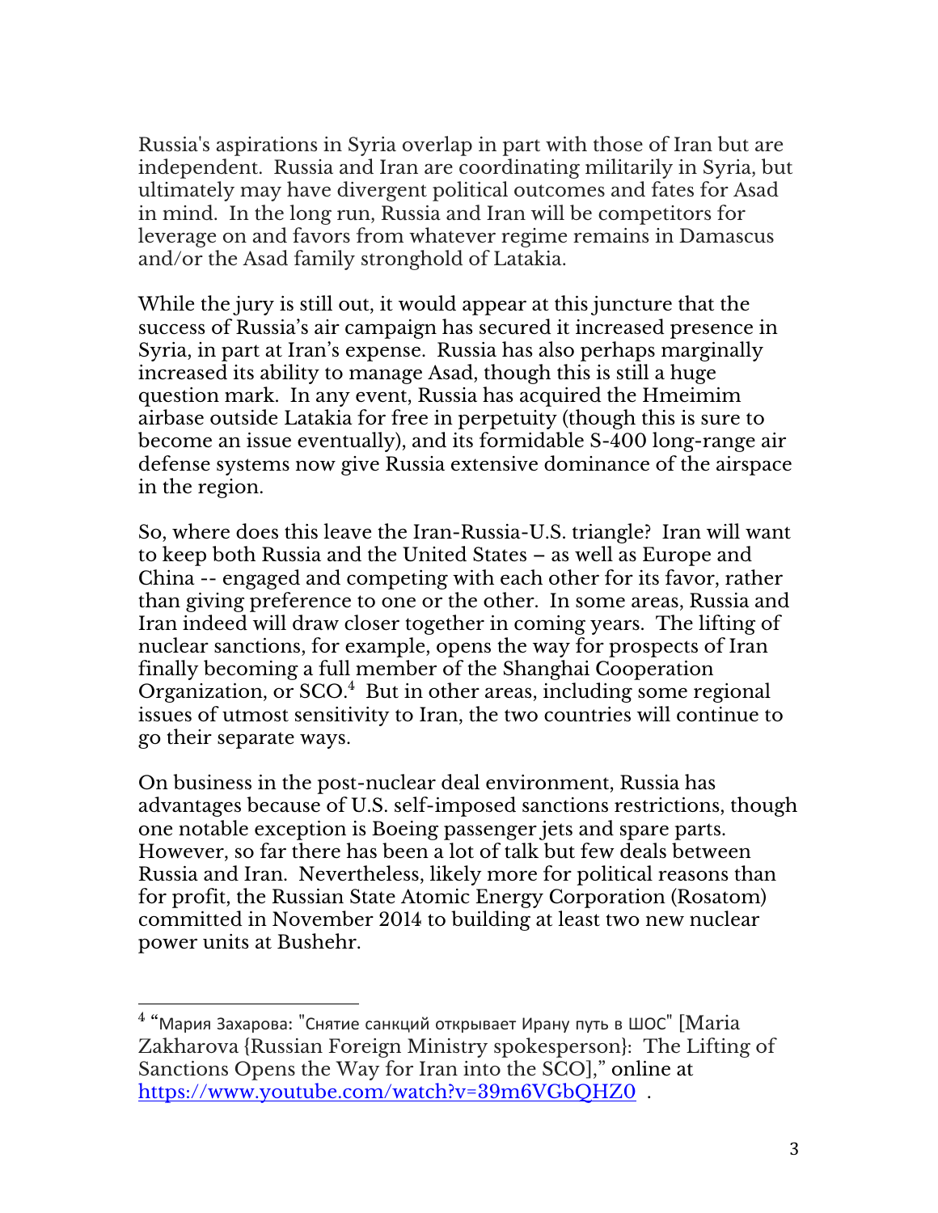Russia's aspirations in Syria overlap in part with those of Iran but are independent. Russia and Iran are coordinating militarily in Syria, but ultimately may have divergent political outcomes and fates for Asad in mind. In the long run, Russia and Iran will be competitors for leverage on and favors from whatever regime remains in Damascus and/or the Asad family stronghold of Latakia.

While the jury is still out, it would appear at this juncture that the success of Russia's air campaign has secured it increased presence in Syria, in part at Iran's expense. Russia has also perhaps marginally increased its ability to manage Asad, though this is still a huge question mark. In any event, Russia has acquired the Hmeimim airbase outside Latakia for free in perpetuity (though this is sure to become an issue eventually), and its formidable S-400 long-range air defense systems now give Russia extensive dominance of the airspace in the region.

So, where does this leave the Iran-Russia-U.S. triangle? Iran will want to keep both Russia and the United States – as well as Europe and China -- engaged and competing with each other for its favor, rather than giving preference to one or the other. In some areas, Russia and Iran indeed will draw closer together in coming years. The lifting of nuclear sanctions, for example, opens the way for prospects of Iran finally becoming a full member of the Shanghai Cooperation Organization, or SCO.[4] But in other areas, including some regional issues of utmost sensitivity to Iran, the two countries will continue to go their separate ways.

On business in the post-nuclear deal environment, Russia has advantages because of U.S. self-imposed sanctions restrictions, though one notable exception is Boeing passenger jets and spare parts. However, so far there has been a lot of talk but few deals between Russia and Iran. Nevertheless, likely more for political reasons than for profit, the Russian State Atomic Energy Corporation (Rosatom) committed in November 2014 to building at least two new nuclear power units at Bushehr.

---

[4] "Мария Захарова: "Снятие санкций открывает Ирану путь в ШОС" [Maria Zakharova {Russian Foreign Ministry spokesperson}: The Lifting of Sanctions Opens the Way for Iran into the SCO]," online at https://www.youtube.com/watch?v=39m6VGbQHZ0 .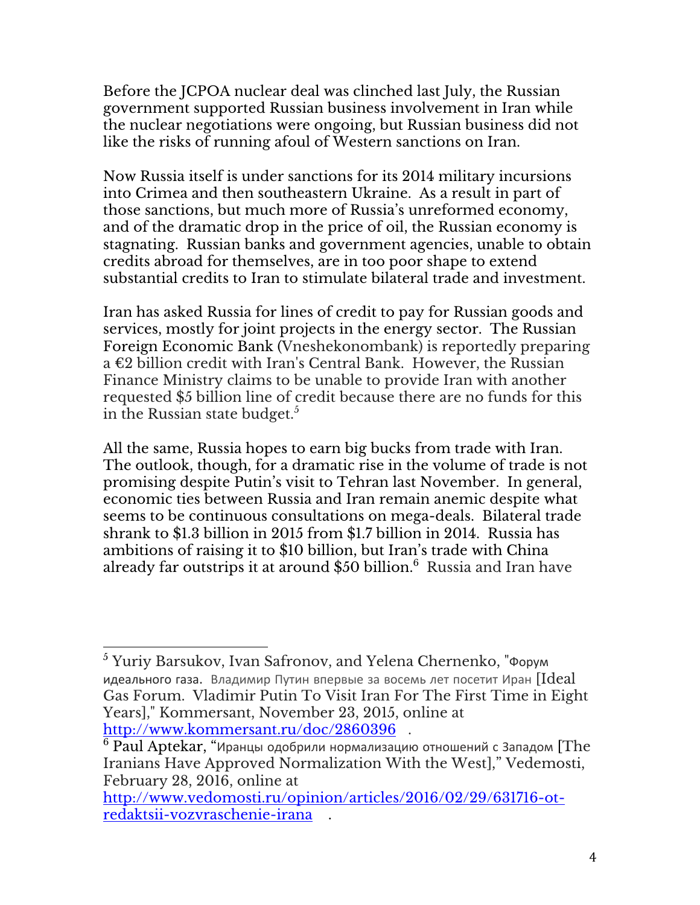Before the JCPOA nuclear deal was clinched last July, the Russian government supported Russian business involvement in Iran while the nuclear negotiations were ongoing, but Russian business did not like the risks of running afoul of Western sanctions on Iran.

Now Russia itself is under sanctions for its 2014 military incursions into Crimea and then southeastern Ukraine. As a result in part of those sanctions, but much more of Russia's unreformed economy, and of the dramatic drop in the price of oil, the Russian economy is stagnating. Russian banks and government agencies, unable to obtain credits abroad for themselves, are in too poor shape to extend substantial credits to Iran to stimulate bilateral trade and investment.

Iran has asked Russia for lines of credit to pay for Russian goods and services, mostly for joint projects in the energy sector. The Russian Foreign Economic Bank (Vneshekonombank) is reportedly preparing a €2 billion credit with Iran's Central Bank. However, the Russian Finance Ministry claims to be unable to provide Iran with another requested $5 billion line of credit because there are no funds for this in the Russian state budget.[5]

All the same, Russia hopes to earn big bucks from trade with Iran. The outlook, though, for a dramatic rise in the volume of trade is not promising despite Putin's visit to Tehran last November. In general, economic ties between Russia and Iran remain anemic despite what seems to be continuous consultations on mega-deals. Bilateral trade shrank to $1.3 billion in 2015 from $1.7 billion in 2014. Russia has ambitions of raising it to $10 billion, but Iran's trade with China already far outstrips it at around $50 billion.[6] Russia and Iran have

---

[5] Yuriy Barsukov, Ivan Safronov, and Yelena Chernenko, "Форум идеального газа. Владимир Путин впервые за восемь лет посетит Иран [Ideal Gas Forum. Vladimir Putin To Visit Iran For The First Time in Eight Years]," Kommersant, November 23, 2015, online at http://www.kommersant.ru/doc/2860396 .

[6] Paul Aptekar, "Иранцы одобрили нормализацию отношений с Западом [The Iranians Have Approved Normalization With the West]," Vedemosti, February 28, 2016, online at http://www.vedomosti.ru/opinion/articles/2016/02/29/631716-ot-redaktsii-vozvraschenie-irana .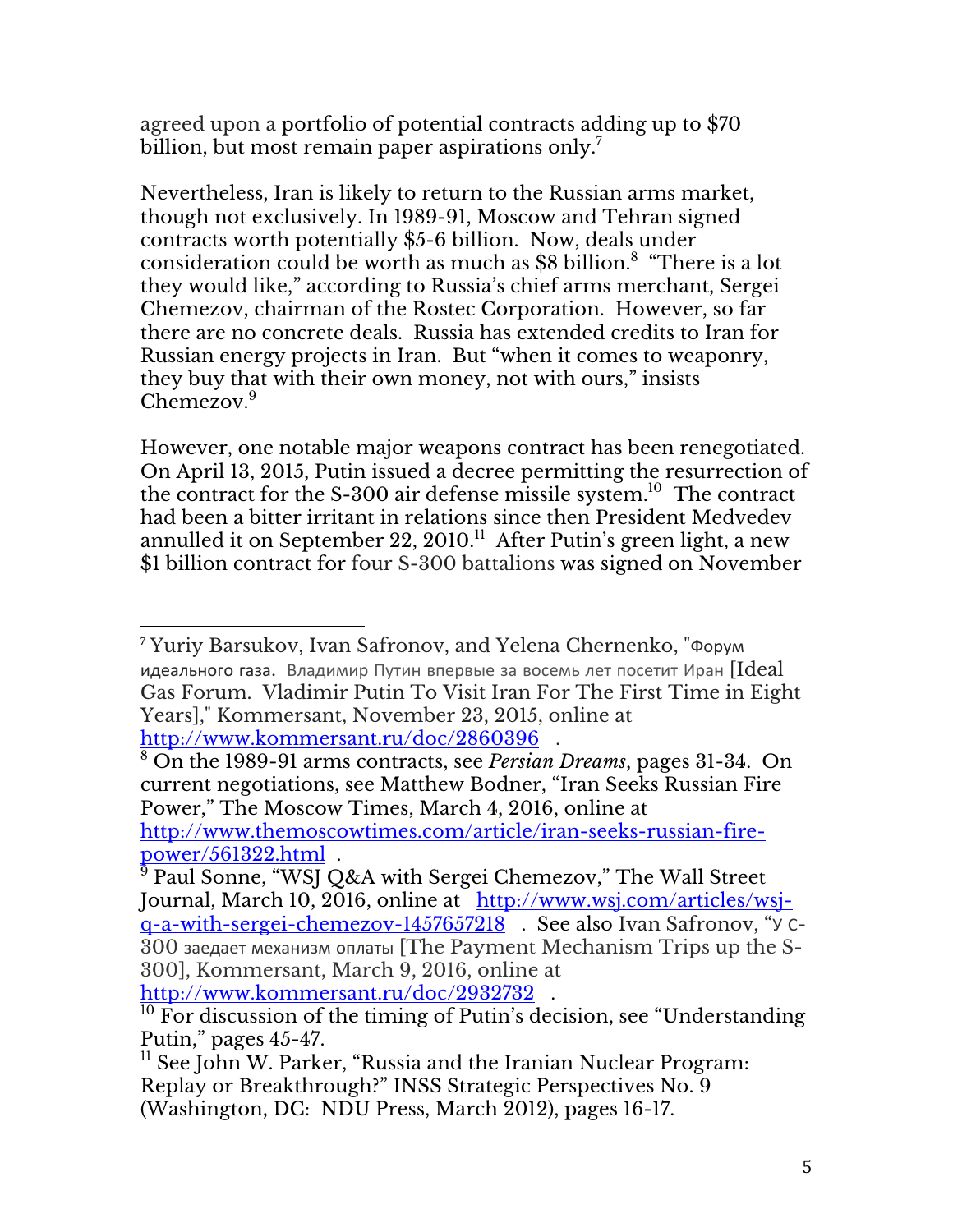agreed upon a portfolio of potential contracts adding up to $70 billion, but most remain paper aspirations only.[7]

Nevertheless, Iran is likely to return to the Russian arms market, though not exclusively. In 1989-91, Moscow and Tehran signed contracts worth potentially $5-6 billion. Now, deals under consideration could be worth as much as $8 billion.[8] "There is a lot they would like," according to Russia's chief arms merchant, Sergei Chemezov, chairman of the Rostec Corporation. However, so far there are no concrete deals. Russia has extended credits to Iran for Russian energy projects in Iran. But "when it comes to weaponry, they buy that with their own money, not with ours," insists Chemezov.[9]

However, one notable major weapons contract has been renegotiated. On April 13, 2015, Putin issued a decree permitting the resurrection of the contract for the S-300 air defense missile system.[10] The contract had been a bitter irritant in relations since then President Medvedev annulled it on September 22, 2010.[11] After Putin's green light, a new $1 billion contract for four S-300 battalions was signed on November

---

[7] Yuriy Barsukov, Ivan Safronov, and Yelena Chernenko, "Форум идеального газа. Владимир Путин впервые за восемь лет посетит Иран [Ideal Gas Forum. Vladimir Putin To Visit Iran For The First Time in Eight Years]," Kommersant, November 23, 2015, online at http://www.kommersant.ru/doc/2860396 .

[8] On the 1989-91 arms contracts, see *Persian Dreams*, pages 31-34. On current negotiations, see Matthew Bodner, "Iran Seeks Russian Fire Power," The Moscow Times, March 4, 2016, online at http://www.themoscowtimes.com/article/iran-seeks-russian-fire-power/561322.html .

[9] Paul Sonne, "WSJ Q&A with Sergei Chemezov," The Wall Street Journal, March 10, 2016, online at http://www.wsj.com/articles/wsj-q-a-with-sergei-chemezov-1457657218 . See also Ivan Safronov, "У С-300 заедает механизм оплаты [The Payment Mechanism Trips up the S-300], Kommersant, March 9, 2016, online at http://www.kommersant.ru/doc/2932732 .

[10] For discussion of the timing of Putin's decision, see "Understanding Putin," pages 45-47.

[11] See John W. Parker, "Russia and the Iranian Nuclear Program: Replay or Breakthrough?" INSS Strategic Perspectives No. 9 (Washington, DC: NDU Press, March 2012), pages 16-17.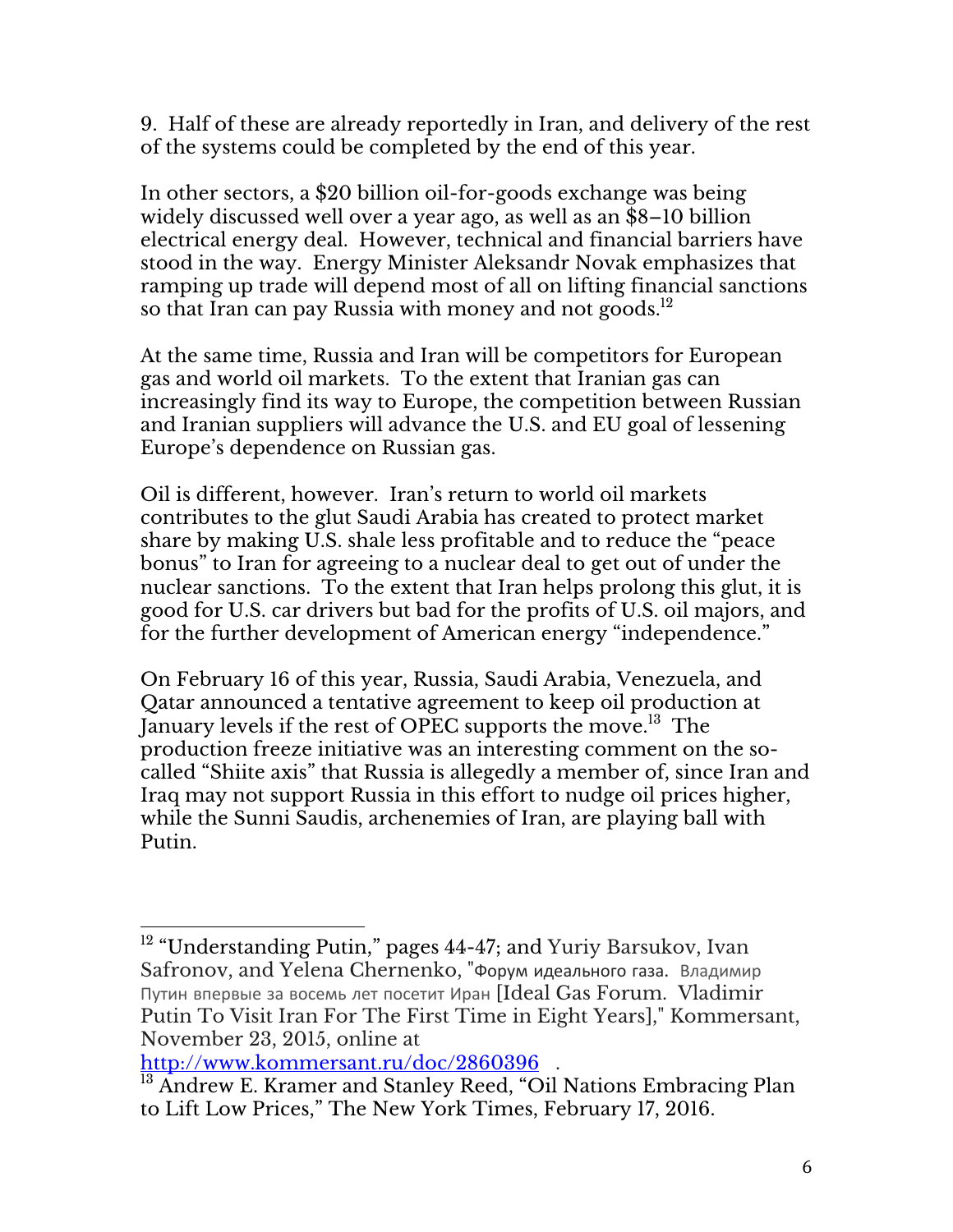9. Half of these are already reportedly in Iran, and delivery of the rest of the systems could be completed by the end of this year.

In other sectors, a $20 billion oil-for-goods exchange was being widely discussed well over a year ago, as well as an $8–10 billion electrical energy deal. However, technical and financial barriers have stood in the way. Energy Minister Aleksandr Novak emphasizes that ramping up trade will depend most of all on lifting financial sanctions so that Iran can pay Russia with money and not goods.[12]

At the same time, Russia and Iran will be competitors for European gas and world oil markets. To the extent that Iranian gas can increasingly find its way to Europe, the competition between Russian and Iranian suppliers will advance the U.S. and EU goal of lessening Europe's dependence on Russian gas.

Oil is different, however. Iran's return to world oil markets contributes to the glut Saudi Arabia has created to protect market share by making U.S. shale less profitable and to reduce the "peace bonus" to Iran for agreeing to a nuclear deal to get out of under the nuclear sanctions. To the extent that Iran helps prolong this glut, it is good for U.S. car drivers but bad for the profits of U.S. oil majors, and for the further development of American energy "independence."

On February 16 of this year, Russia, Saudi Arabia, Venezuela, and Qatar announced a tentative agreement to keep oil production at January levels if the rest of OPEC supports the move.[13] The production freeze initiative was an interesting comment on the so-called "Shiite axis" that Russia is allegedly a member of, since Iran and Iraq may not support Russia in this effort to nudge oil prices higher, while the Sunni Saudis, archenemies of Iran, are playing ball with Putin.

---

[12] "Understanding Putin," pages 44-47; and Yuriy Barsukov, Ivan Safronov, and Yelena Chernenko, "Форум идеального газа. Владимир Путин впервые за восемь лет посетит Иран [Ideal Gas Forum. Vladimir Putin To Visit Iran For The First Time in Eight Years]," Kommersant, November 23, 2015, online at http://www.kommersant.ru/doc/2860396 .

[13] Andrew E. Kramer and Stanley Reed, "Oil Nations Embracing Plan to Lift Low Prices," The New York Times, February 17, 2016.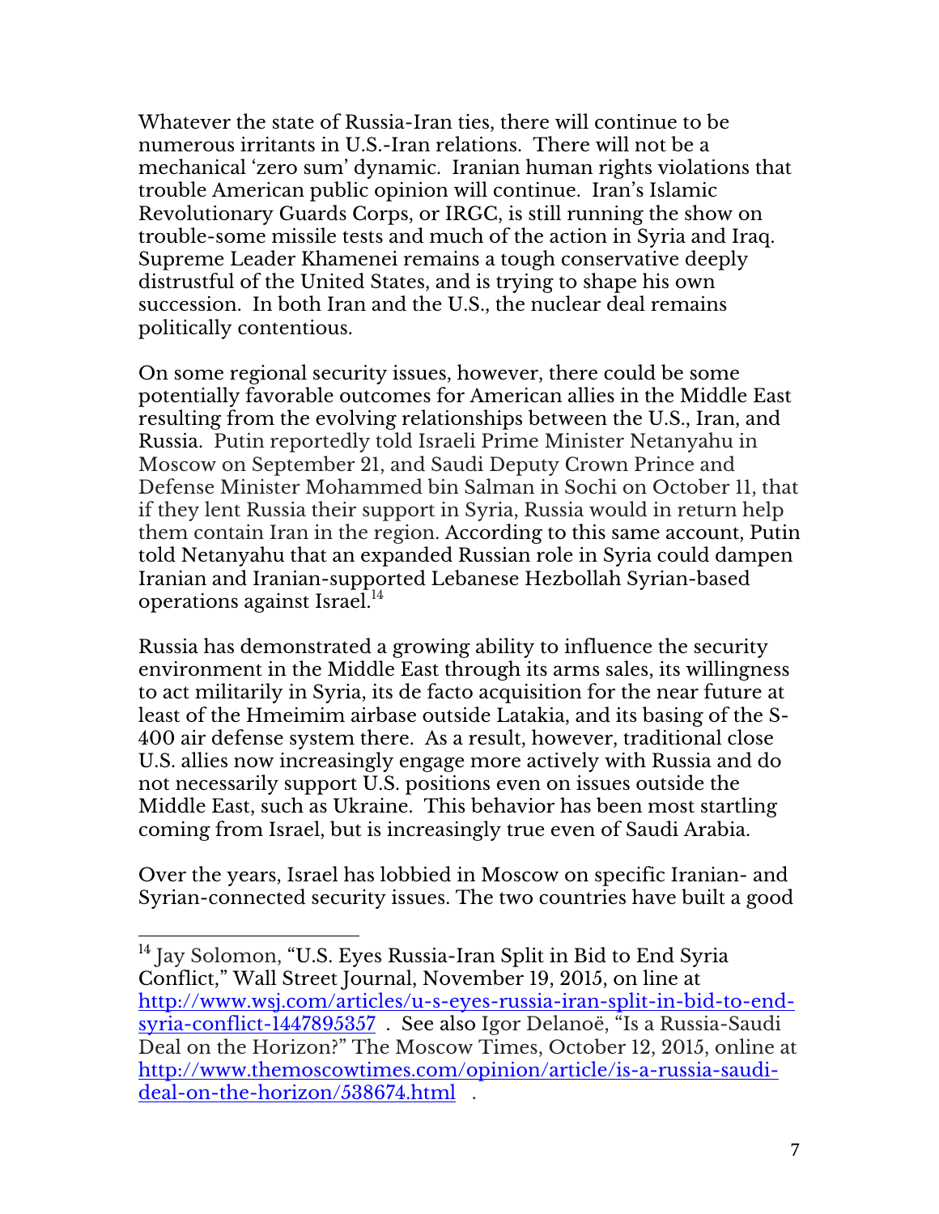Whatever the state of Russia-Iran ties, there will continue to be numerous irritants in U.S.-Iran relations. There will not be a mechanical 'zero sum' dynamic. Iranian human rights violations that trouble American public opinion will continue. Iran's Islamic Revolutionary Guards Corps, or IRGC, is still running the show on trouble-some missile tests and much of the action in Syria and Iraq. Supreme Leader Khamenei remains a tough conservative deeply distrustful of the United States, and is trying to shape his own succession. In both Iran and the U.S., the nuclear deal remains politically contentious.

On some regional security issues, however, there could be some potentially favorable outcomes for American allies in the Middle East resulting from the evolving relationships between the U.S., Iran, and Russia. Putin reportedly told Israeli Prime Minister Netanyahu in Moscow on September 21, and Saudi Deputy Crown Prince and Defense Minister Mohammed bin Salman in Sochi on October 11, that if they lent Russia their support in Syria, Russia would in return help them contain Iran in the region. According to this same account, Putin told Netanyahu that an expanded Russian role in Syria could dampen Iranian and Iranian-supported Lebanese Hezbollah Syrian-based operations against Israel.[14]

Russia has demonstrated a growing ability to influence the security environment in the Middle East through its arms sales, its willingness to act militarily in Syria, its de facto acquisition for the near future at least of the Hmeimim airbase outside Latakia, and its basing of the S-400 air defense system there. As a result, however, traditional close U.S. allies now increasingly engage more actively with Russia and do not necessarily support U.S. positions even on issues outside the Middle East, such as Ukraine. This behavior has been most startling coming from Israel, but is increasingly true even of Saudi Arabia.

Over the years, Israel has lobbied in Moscow on specific Iranian- and Syrian-connected security issues. The two countries have built a good

---

[14] Jay Solomon, "U.S. Eyes Russia-Iran Split in Bid to End Syria Conflict," Wall Street Journal, November 19, 2015, on line at http://www.wsj.com/articles/u-s-eyes-russia-iran-split-in-bid-to-end-syria-conflict-1447895357 . See also Igor Delanoë, "Is a Russia-Saudi Deal on the Horizon?" The Moscow Times, October 12, 2015, online at http://www.themoscowtimes.com/opinion/article/is-a-russia-saudi-deal-on-the-horizon/538674.html .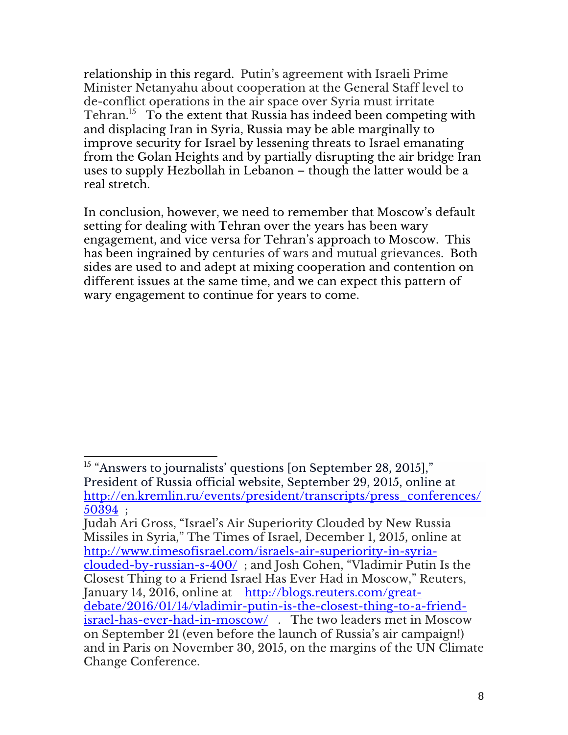relationship in this regard. Putin's agreement with Israeli Prime Minister Netanyahu about cooperation at the General Staff level to de-conflict operations in the air space over Syria must irritate Tehran.[15] To the extent that Russia has indeed been competing with and displacing Iran in Syria, Russia may be able marginally to improve security for Israel by lessening threats to Israel emanating from the Golan Heights and by partially disrupting the air bridge Iran uses to supply Hezbollah in Lebanon – though the latter would be a real stretch.

In conclusion, however, we need to remember that Moscow's default setting for dealing with Tehran over the years has been wary engagement, and vice versa for Tehran's approach to Moscow. This has been ingrained by centuries of wars and mutual grievances. Both sides are used to and adept at mixing cooperation and contention on different issues at the same time, and we can expect this pattern of wary engagement to continue for years to come.

---

[15] "Answers to journalists' questions [on September 28, 2015]," President of Russia official website, September 29, 2015, online at http://en.kremlin.ru/events/president/transcripts/press_conferences/50394 ;
Judah Ari Gross, "Israel's Air Superiority Clouded by New Russia Missiles in Syria," The Times of Israel, December 1, 2015, online at http://www.timesofisrael.com/israels-air-superiority-in-syria-clouded-by-russian-s-400/ ; and Josh Cohen, "Vladimir Putin Is the Closest Thing to a Friend Israel Has Ever Had in Moscow," Reuters, January 14, 2016, online at http://blogs.reuters.com/great-debate/2016/01/14/vladimir-putin-is-the-closest-thing-to-a-friend-israel-has-ever-had-in-moscow/ . The two leaders met in Moscow on September 21 (even before the launch of Russia's air campaign!) and in Paris on November 30, 2015, on the margins of the UN Climate Change Conference.